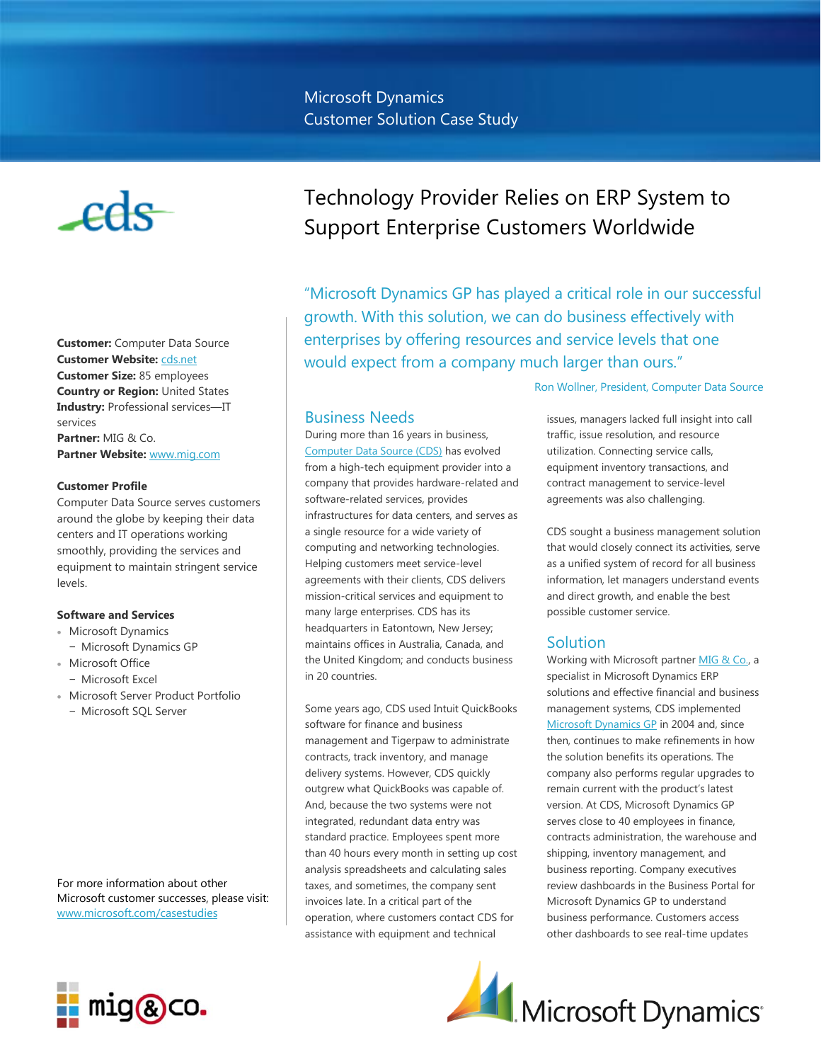Microsoft Dynamics
Customer Solution Case Study

# Technology Provider Relies on ERP System to Support Enterprise Customers Worldwide

**Customer:** Computer Data Source
**Customer Website:** cds.net
**Customer Size:** 85 employees
**Country or Region:** United States
**Industry:** Professional services—IT services
**Partner:** MIG & Co.
**Partner Website:** www.mig.com

**Customer Profile**
Computer Data Source serves customers around the globe by keeping their data centers and IT operations working smoothly, providing the services and equipment to maintain stringent service levels.

**Software and Services**

- Microsoft Dynamics
  - Microsoft Dynamics GP
- Microsoft Office
  - Microsoft Excel
- Microsoft Server Product Portfolio
  - Microsoft SQL Server

For more information about other Microsoft customer successes, please visit: www.microsoft.com/casestudies

"Microsoft Dynamics GP has played a critical role in our successful growth. With this solution, we can do business effectively with enterprises by offering resources and service levels that one would expect from a company much larger than ours."

Ron Wollner, President, Computer Data Source

## Business Needs

During more than 16 years in business, Computer Data Source (CDS) has evolved from a high-tech equipment provider into a company that provides hardware-related and software-related services, provides infrastructures for data centers, and serves as a single resource for a wide variety of computing and networking technologies. Helping customers meet service-level agreements with their clients, CDS delivers mission-critical services and equipment to many large enterprises. CDS has its headquarters in Eatontown, New Jersey; maintains offices in Australia, Canada, and the United Kingdom; and conducts business in 20 countries.

Some years ago, CDS used Intuit QuickBooks software for finance and business management and Tigerpaw to administrate contracts, track inventory, and manage delivery systems. However, CDS quickly outgrew what QuickBooks was capable of. And, because the two systems were not integrated, redundant data entry was standard practice. Employees spent more than 40 hours every month in setting up cost analysis spreadsheets and calculating sales taxes, and sometimes, the company sent invoices late. In a critical part of the operation, where customers contact CDS for assistance with equipment and technical issues, managers lacked full insight into call traffic, issue resolution, and resource utilization. Connecting service calls, equipment inventory transactions, and contract management to service-level agreements was also challenging.

CDS sought a business management solution that would closely connect its activities, serve as a unified system of record for all business information, let managers understand events and direct growth, and enable the best possible customer service.

## Solution

Working with Microsoft partner MIG & Co., a specialist in Microsoft Dynamics ERP solutions and effective financial and business management systems, CDS implemented Microsoft Dynamics GP in 2004 and, since then, continues to make refinements in how the solution benefits its operations. The company also performs regular upgrades to remain current with the product's latest version. At CDS, Microsoft Dynamics GP serves close to 40 employees in finance, contracts administration, the warehouse and shipping, inventory management, and business reporting. Company executives review dashboards in the Business Portal for Microsoft Dynamics GP to understand business performance. Customers access other dashboards to see real-time updates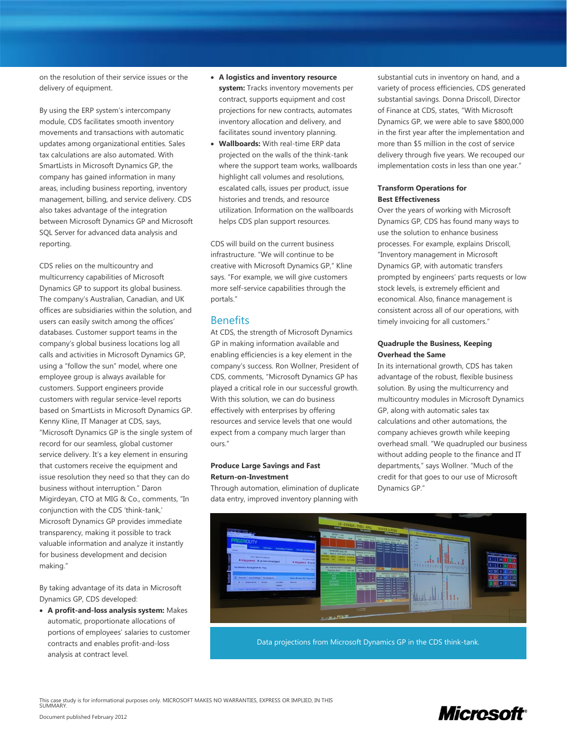on the resolution of their service issues or the delivery of equipment.

By using the ERP system's intercompany module, CDS facilitates smooth inventory movements and transactions with automatic updates among organizational entities. Sales tax calculations are also automated. With SmartLists in Microsoft Dynamics GP, the company has gained information in many areas, including business reporting, inventory management, billing, and service delivery. CDS also takes advantage of the integration between Microsoft Dynamics GP and Microsoft SQL Server for advanced data analysis and reporting.

CDS relies on the multicountry and multicurrency capabilities of Microsoft Dynamics GP to support its global business. The company's Australian, Canadian, and UK offices are subsidiaries within the solution, and users can easily switch among the offices' databases. Customer support teams in the company's global business locations log all calls and activities in Microsoft Dynamics GP, using a "follow the sun" model, where one employee group is always available for customers. Support engineers provide customers with regular service-level reports based on SmartLists in Microsoft Dynamics GP. Kenny Kline, IT Manager at CDS, says, "Microsoft Dynamics GP is the single system of record for our seamless, global customer service delivery. It's a key element in ensuring that customers receive the equipment and issue resolution they need so that they can do business without interruption." Daron Migirdeyan, CTO at MIG & Co., comments, "In conjunction with the CDS 'think-tank,' Microsoft Dynamics GP provides immediate transparency, making it possible to track valuable information and analyze it instantly for business development and decision making."

By taking advantage of its data in Microsoft Dynamics GP, CDS developed:

- **A profit-and-loss analysis system:** Makes automatic, proportionate allocations of portions of employees' salaries to customer contracts and enables profit-and-loss analysis at contract level.
- **A logistics and inventory resource system:** Tracks inventory movements per contract, supports equipment and cost projections for new contracts, automates inventory allocation and delivery, and facilitates sound inventory planning.
- **Wallboards:** With real-time ERP data projected on the walls of the think-tank where the support team works, wallboards highlight call volumes and resolutions, escalated calls, issues per product, issue histories and trends, and resource utilization. Information on the wallboards helps CDS plan support resources.

CDS will build on the current business infrastructure. "We will continue to be creative with Microsoft Dynamics GP," Kline says. "For example, we will give customers more self-service capabilities through the portals."

## Benefits

At CDS, the strength of Microsoft Dynamics GP in making information available and enabling efficiencies is a key element in the company's success. Ron Wollner, President of CDS, comments, "Microsoft Dynamics GP has played a critical role in our successful growth. With this solution, we can do business effectively with enterprises by offering resources and service levels that one would expect from a company much larger than ours."

### Produce Large Savings and Fast Return-on-Investment

Through automation, elimination of duplicate data entry, improved inventory planning with substantial cuts in inventory on hand, and a variety of process efficiencies, CDS generated substantial savings. Donna Driscoll, Director of Finance at CDS, states, "With Microsoft Dynamics GP, we were able to save $800,000 in the first year after the implementation and more than $5 million in the cost of service delivery through five years. We recouped our implementation costs in less than one year."

### Transform Operations for Best Effectiveness

Over the years of working with Microsoft Dynamics GP, CDS has found many ways to use the solution to enhance business processes. For example, explains Driscoll, "Inventory management in Microsoft Dynamics GP, with automatic transfers prompted by engineers' parts requests or low stock levels, is extremely efficient and economical. Also, finance management is consistent across all of our operations, with timely invoicing for all customers."

### Quadruple the Business, Keeping Overhead the Same

In its international growth, CDS has taken advantage of the robust, flexible business solution. By using the multicurrency and multicountry modules in Microsoft Dynamics GP, along with automatic sales tax calculations and other automations, the company achieves growth while keeping overhead small. "We quadrupled our business without adding people to the finance and IT departments," says Wollner. "Much of the credit for that goes to our use of Microsoft Dynamics GP."

Data projections from Microsoft Dynamics GP in the CDS think-tank.

This case study is for informational purposes only. MICROSOFT MAKES NO WARRANTIES, EXPRESS OR IMPLIED, IN THIS SUMMARY.

Document published February 2012